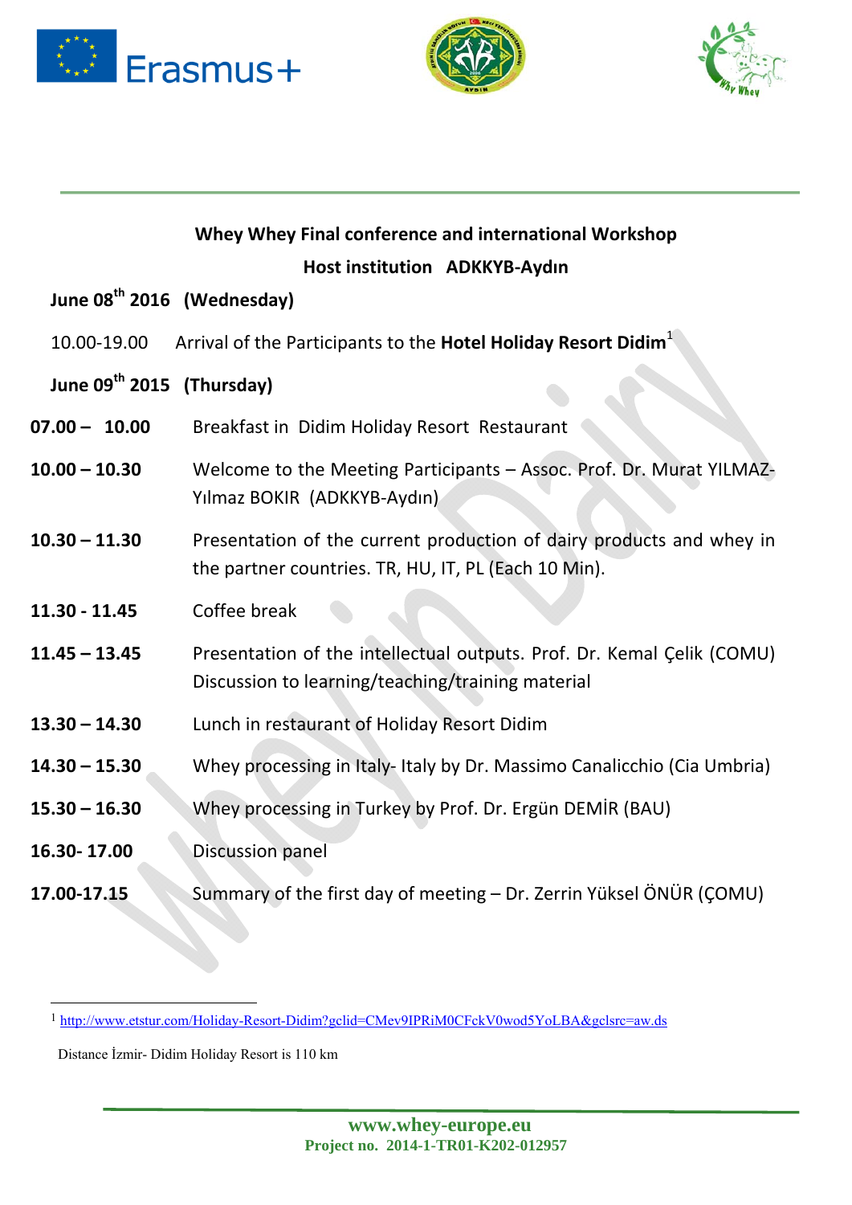## Whey Whey Final conference and international Workshop

### Host institution ADKKYB-Aydın

**June 08th 2016 (Wednesday)**

10.00-19.00 Arrival of the Participants to the **Hotel Holiday Resort Didim**[1]

**June 09th 2015 (Thursday)**

| | |
|---|---|
| **07.00 – 10.00** | Breakfast in Didim Holiday Resort Restaurant |
| **10.00 – 10.30** | Welcome to the Meeting Participants – Assoc. Prof. Dr. Murat YILMAZ-Yılmaz BOKIR (ADKKYB-Aydın) |
| **10.30 – 11.30** | Presentation of the current production of dairy products and whey in the partner countries. TR, HU, IT, PL (Each 10 Min). |
| **11.30 - 11.45** | Coffee break |
| **11.45 – 13.45** | Presentation of the intellectual outputs. Prof. Dr. Kemal Çelik (COMU) Discussion to learning/teaching/training material |
| **13.30 – 14.30** | Lunch in restaurant of Holiday Resort Didim |
| **14.30 – 15.30** | Whey processing in Italy- Italy by Dr. Massimo Canalicchio (Cia Umbria) |
| **15.30 – 16.30** | Whey processing in Turkey by Prof. Dr. Ergün DEMİR (BAU) |
| **16.30- 17.00** | Discussion panel |
| **17.00-17.15** | Summary of the first day of meeting – Dr. Zerrin Yüksel ÖNÜR (ÇOMU) |

[1] http://www.etstur.com/Holiday-Resort-Didim?gclid=CMev9IPRiM0CFckV0wod5YoLBA&gclsrc=aw.ds

Distance İzmir- Didim Holiday Resort is 110 km

www.whey-europe.eu
Project no. 2014-1-TR01-K202-012957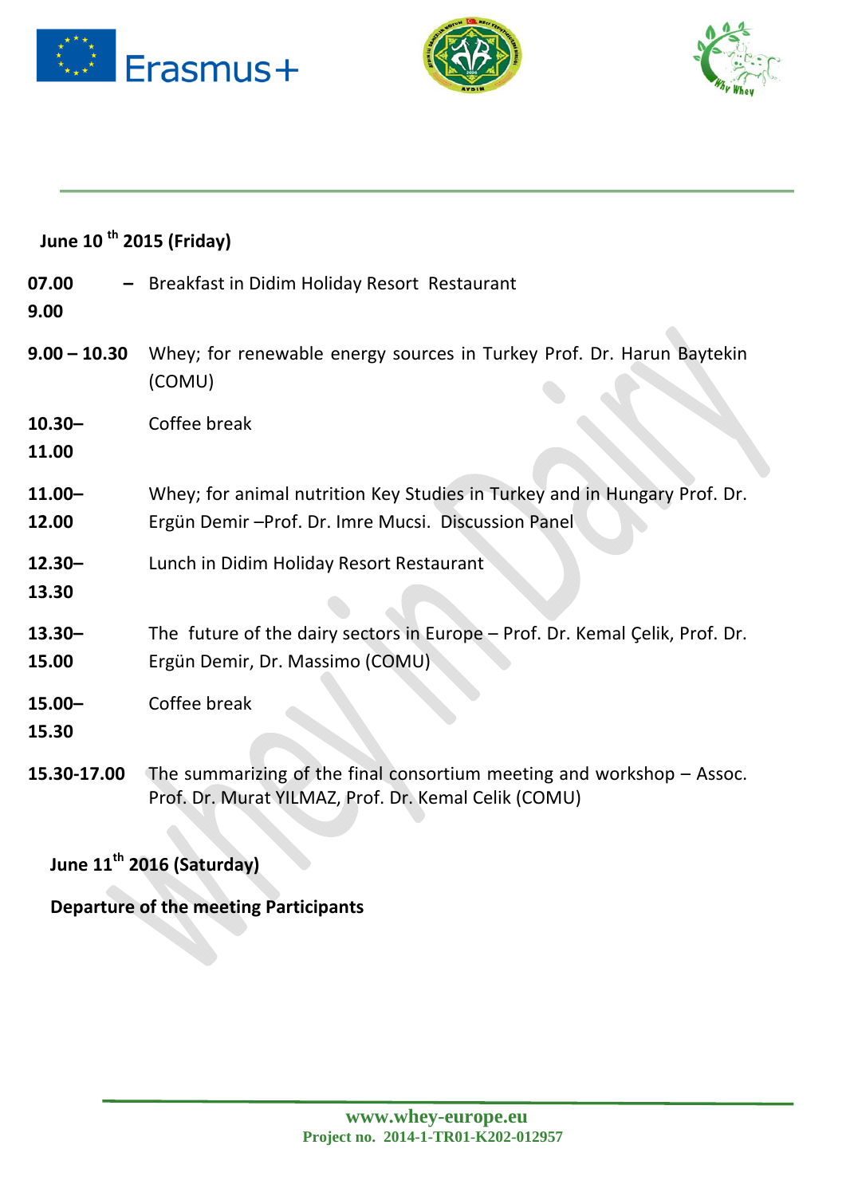**June 10 th 2015 (Friday)**

| | |
|---|---|
| **07.00 – 9.00** | Breakfast in Didim Holiday Resort Restaurant |
| **9.00 – 10.30** | Whey; for renewable energy sources in Turkey Prof. Dr. Harun Baytekin (COMU) |
| **10.30– 11.00** | Coffee break |
| **11.00– 12.00** | Whey; for animal nutrition Key Studies in Turkey and in Hungary Prof. Dr. Ergün Demir –Prof. Dr. Imre Mucsi. Discussion Panel |
| **12.30– 13.30** | Lunch in Didim Holiday Resort Restaurant |
| **13.30– 15.00** | The future of the dairy sectors in Europe – Prof. Dr. Kemal Çelik, Prof. Dr. Ergün Demir, Dr. Massimo (COMU) |
| **15.00– 15.30** | Coffee break |
| **15.30-17.00** | The summarizing of the final consortium meeting and workshop – Assoc. Prof. Dr. Murat YILMAZ, Prof. Dr. Kemal Celik (COMU) |

**June 11th 2016 (Saturday)**

**Departure of the meeting Participants**

www.whey-europe.eu
Project no. 2014-1-TR01-K202-012957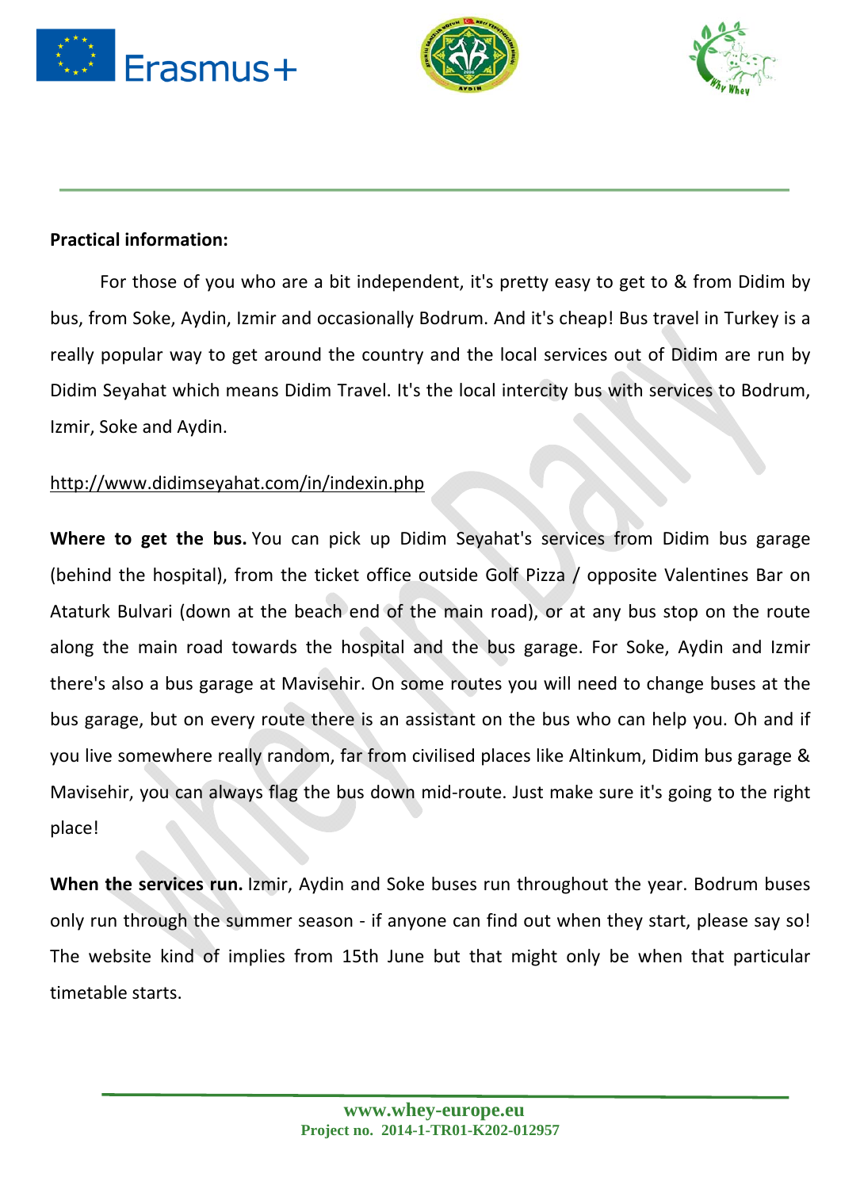**Practical information:**

For those of you who are a bit independent, it's pretty easy to get to & from Didim by bus, from Soke, Aydin, Izmir and occasionally Bodrum. And it's cheap! Bus travel in Turkey is a really popular way to get around the country and the local services out of Didim are run by Didim Seyahat which means Didim Travel. It's the local intercity bus with services to Bodrum, Izmir, Soke and Aydin.

http://www.didimseyahat.com/in/indexin.php

**Where to get the bus.** You can pick up Didim Seyahat's services from Didim bus garage (behind the hospital), from the ticket office outside Golf Pizza / opposite Valentines Bar on Ataturk Bulvari (down at the beach end of the main road), or at any bus stop on the route along the main road towards the hospital and the bus garage. For Soke, Aydin and Izmir there's also a bus garage at Mavisehir. On some routes you will need to change buses at the bus garage, but on every route there is an assistant on the bus who can help you. Oh and if you live somewhere really random, far from civilised places like Altinkum, Didim bus garage & Mavisehir, you can always flag the bus down mid-route. Just make sure it's going to the right place!

**When the services run.** Izmir, Aydin and Soke buses run throughout the year. Bodrum buses only run through the summer season - if anyone can find out when they start, please say so! The website kind of implies from 15th June but that might only be when that particular timetable starts.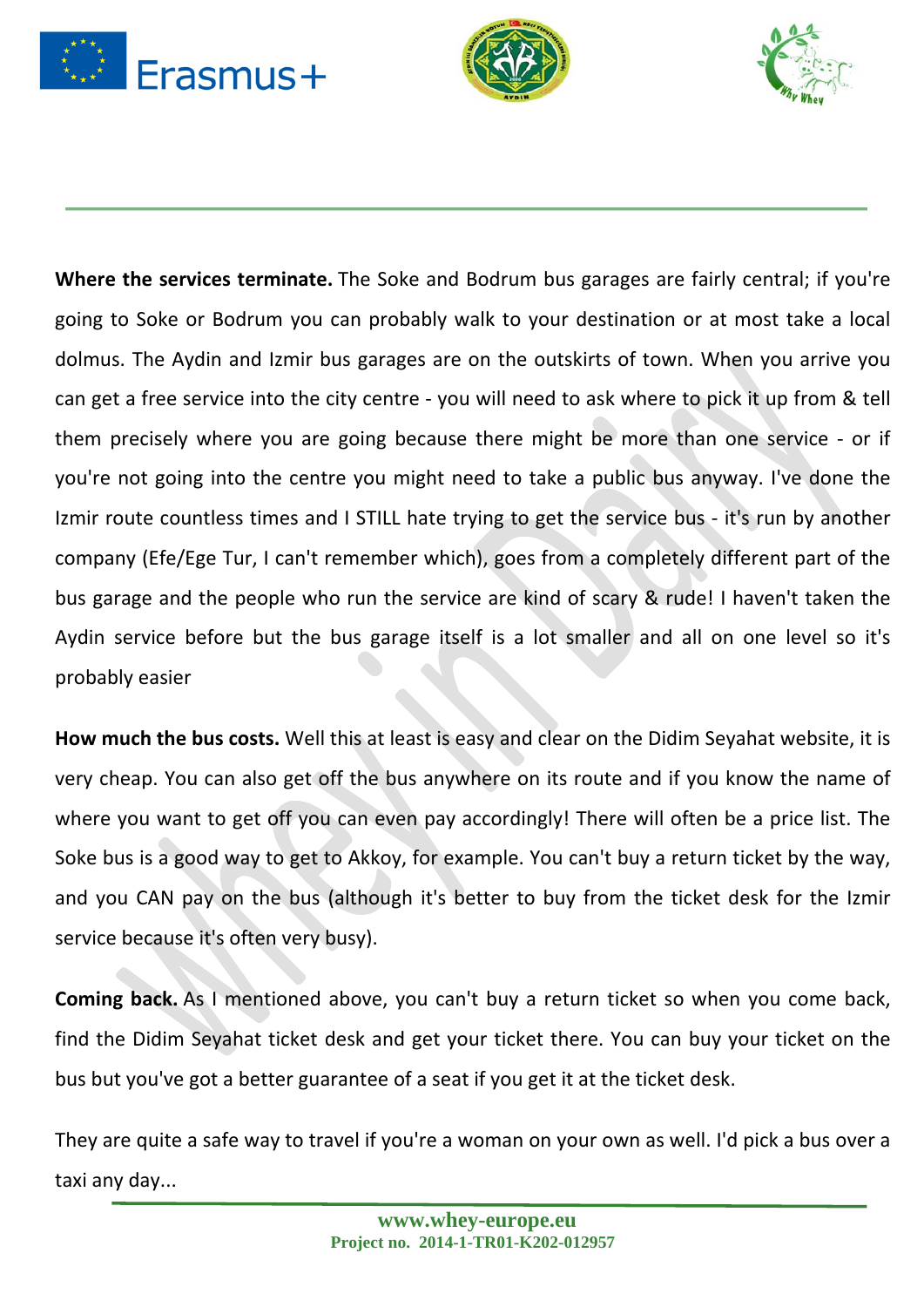**Where the services terminate.** The Soke and Bodrum bus garages are fairly central; if you're going to Soke or Bodrum you can probably walk to your destination or at most take a local dolmus. The Aydin and Izmir bus garages are on the outskirts of town. When you arrive you can get a free service into the city centre - you will need to ask where to pick it up from & tell them precisely where you are going because there might be more than one service - or if you're not going into the centre you might need to take a public bus anyway. I've done the Izmir route countless times and I STILL hate trying to get the service bus - it's run by another company (Efe/Ege Tur, I can't remember which), goes from a completely different part of the bus garage and the people who run the service are kind of scary & rude! I haven't taken the Aydin service before but the bus garage itself is a lot smaller and all on one level so it's probably easier

**How much the bus costs.** Well this at least is easy and clear on the Didim Seyahat website, it is very cheap. You can also get off the bus anywhere on its route and if you know the name of where you want to get off you can even pay accordingly! There will often be a price list. The Soke bus is a good way to get to Akkoy, for example. You can't buy a return ticket by the way, and you CAN pay on the bus (although it's better to buy from the ticket desk for the Izmir service because it's often very busy).

**Coming back.** As I mentioned above, you can't buy a return ticket so when you come back, find the Didim Seyahat ticket desk and get your ticket there. You can buy your ticket on the bus but you've got a better guarantee of a seat if you get it at the ticket desk.

They are quite a safe way to travel if you're a woman on your own as well. I'd pick a bus over a taxi any day...